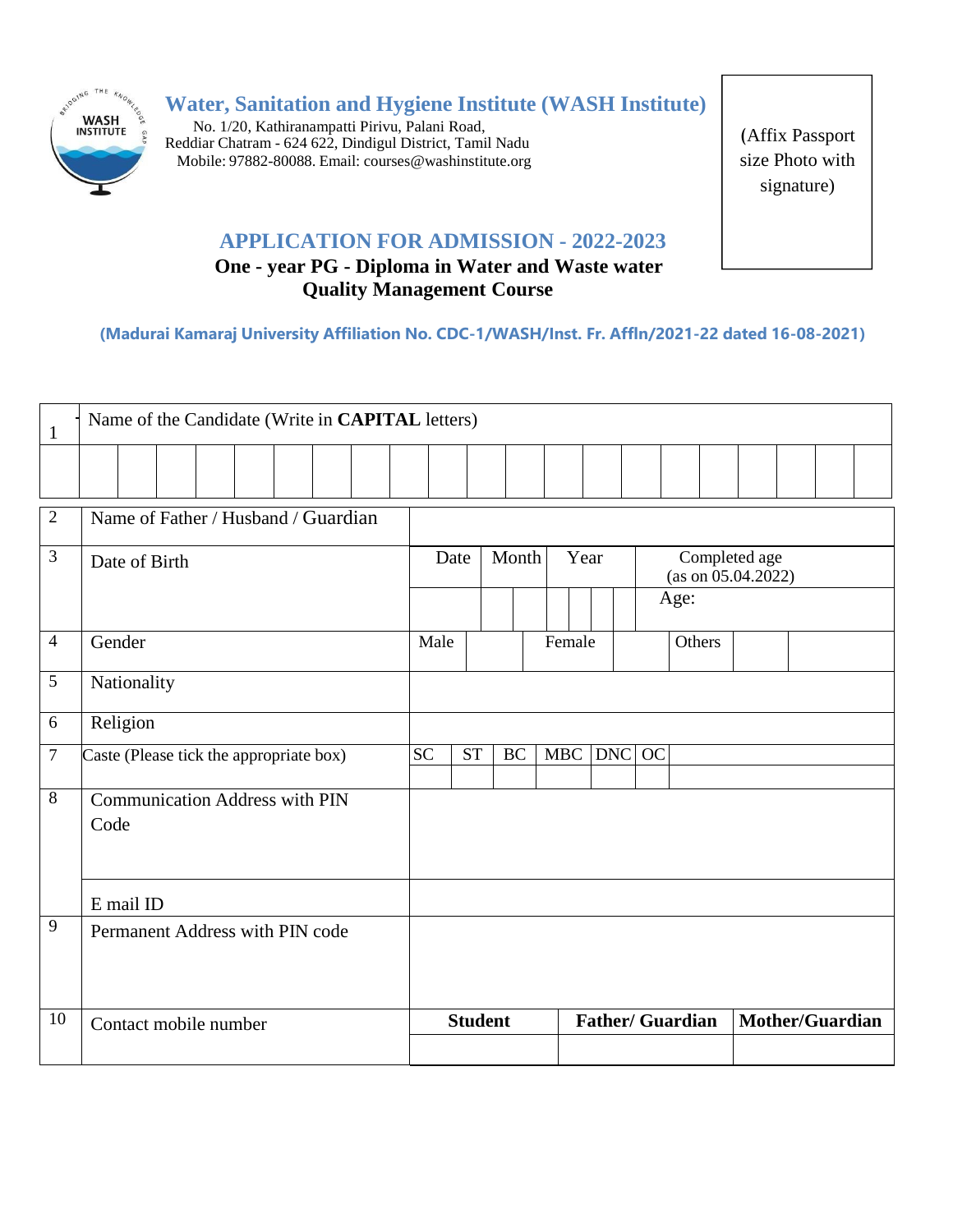# Water, Sanitation and Hygiene Institute (WASH Institute)

No. 1/20, Kathiranampatti Pirivu, Palani Road,
Reddiar Chatram - 624 622, Dindigul District, Tamil Nadu
Mobile: 97882-80088. Email: courses@washinstitute.org

(Affix Passport size Photo with signature)

## APPLICATION FOR ADMISSION - 2022-2023

### One - year PG - Diploma in Water and Waste water Quality Management Course

**(Madurai Kamaraj University Affiliation No. CDC-1/WASH/Inst. Fr. Affln/2021-22 dated 16-08-2021)**

| 1 | Name of the Candidate (Write in **CAPITAL** letters) | | | | | | | | | | | | | | | | | | | |
|---|---|---|---|---|---|---|---|---|---|---|---|---|---|---|---|---|---|---|---|---|
| | | | | | | | | | | | | | | | | | | | | |

| | | | | | | | | |
|---|---|---|---|---|---|---|---|---|
| 2 | Name of Father / Husband / Guardian | | | | | | | |
| 3 | Date of Birth | Date | Month | Year | Completed age (as on 05.04.2022) | | | |
| | | | | | Age: | | | |
| 4 | Gender | Male | | Female | | Others | | |
| 5 | Nationality | | | | | | | |
| 6 | Religion | | | | | | | |
| 7 | Caste (Please tick the appropriate box) | SC | ST | BC | MBC | DNC | OC | |
| | | | | | | | | |
| 8 | Communication Address with PIN Code | | | | | | | |
| | E mail ID | | | | | | | |
| 9 | Permanent Address with PIN code | | | | | | | |
| 10 | Contact mobile number | **Student** | **Father/ Guardian** | **Mother/Guardian** | | | | |
| | | | | | | | | |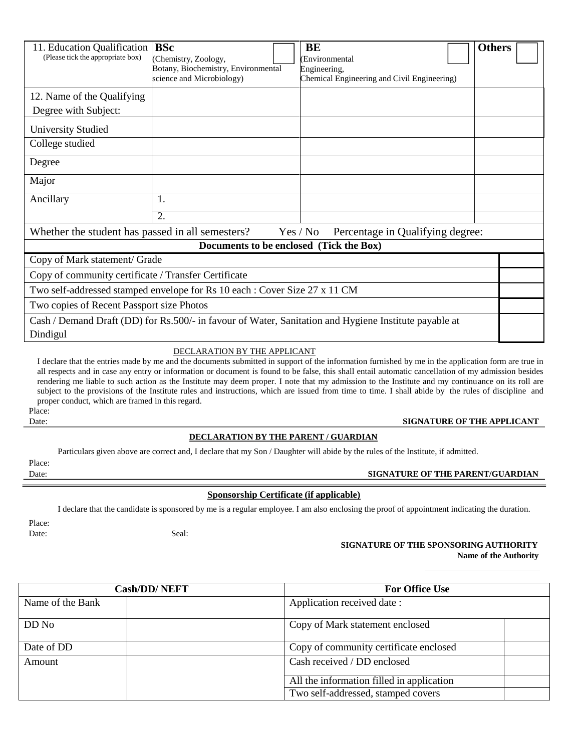| 11. Education Qualification (Please tick the appropriate box) | **BSc** (Chemistry, Zoology, Botany, Biochemistry, Environmental science and Microbiology) ☐ | **BE** (Environmental Engineering, Chemical Engineering and Civil Engineering) ☐ | **Others** ☐ |
|---|---|---|---|
| 12. Name of the Qualifying Degree with Subject: | | | |
| University Studied | | | |
| College studied | | | |
| Degree | | | |
| Major | | | |
| Ancillary | 1. | | |
| | 2. | | |

Whether the student has passed in all semesters? Yes / No Percentage in Qualifying degree:

| Documents to be enclosed (Tick the Box) | |
|---|---|
| Copy of Mark statement/ Grade | |
| Copy of community certificate / Transfer Certificate | |
| Two self-addressed stamped envelope for Rs 10 each : Cover Size 27 x 11 CM | |
| Two copies of Recent Passport size Photos | |
| Cash / Demand Draft (DD) for Rs.500/- in favour of Water, Sanitation and Hygiene Institute payable at Dindigul | |

## DECLARATION BY THE APPLICANT

I declare that the entries made by me and the documents submitted in support of the information furnished by me in the application form are true in all respects and in case any entry or information or document is found to be false, this shall entail automatic cancellation of my admission besides rendering me liable to such action as the Institute may deem proper. I note that my admission to the Institute and my continuance on its roll are subject to the provisions of the Institute rules and instructions, which are issued from time to time. I shall abide by the rules of discipline and proper conduct, which are framed in this regard.

Place:

Date: **SIGNATURE OF THE APPLICANT**

## DECLARATION BY THE PARENT / GUARDIAN

Particulars given above are correct and, I declare that my Son / Daughter will abide by the rules of the Institute, if admitted.

Place:

Date: **SIGNATURE OF THE PARENT/GUARDIAN**

## Sponsorship Certificate (if applicable)

I declare that the candidate is sponsored by me is a regular employee. I am also enclosing the proof of appointment indicating the duration.

Place:

Date: Seal:

**SIGNATURE OF THE SPONSORING AUTHORITY**

**Name of the Authority**

| Cash/DD/ NEFT | | For Office Use | |
|---|---|---|---|
| Name of the Bank | | Application received date : | |
| DD No | | Copy of Mark statement enclosed | |
| Date of DD | | Copy of community certificate enclosed | |
| Amount | | Cash received / DD enclosed | |
| | | All the information filled in application | |
| | | Two self-addressed, stamped covers | |